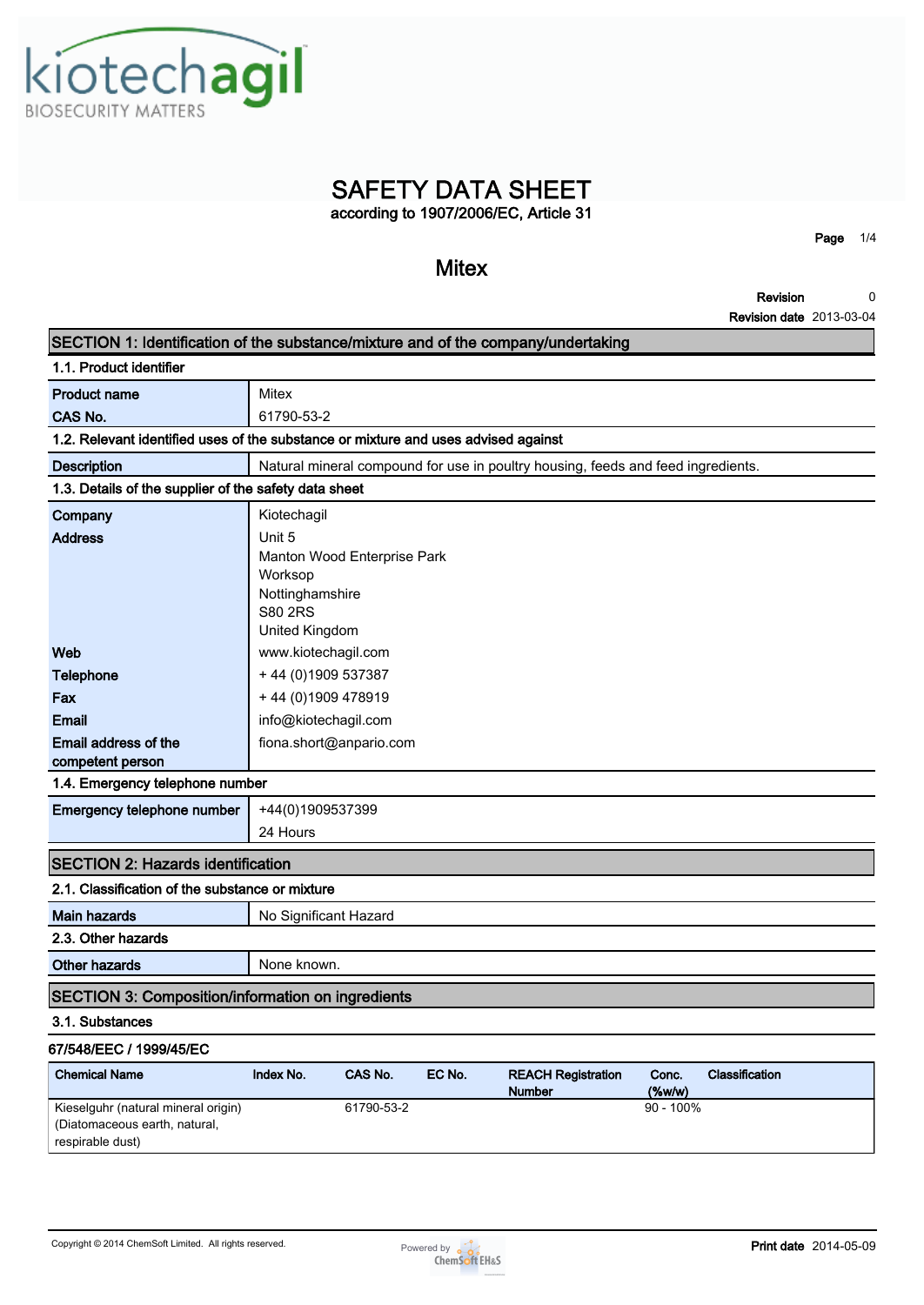# SAFETY DATA SHEET

according to 1907/2006/EC, Article 31

## Mitex

**Revision** 0
**Revision date** 2013-03-04

## SECTION 1: Identification of the substance/mixture and of the company/undertaking

### 1.1. Product identifier

| | |
|---|---|
| **Product name** | Mitex |
| **CAS No.** | 61790-53-2 |

### 1.2. Relevant identified uses of the substance or mixture and uses advised against

| | |
|---|---|
| **Description** | Natural mineral compound for use in poultry housing, feeds and feed ingredients. |

### 1.3. Details of the supplier of the safety data sheet

| | |
|---|---|
| **Company** | Kiotechagil |
| **Address** | Unit 5<br>Manton Wood Enterprise Park<br>Worksop<br>Nottinghamshire<br>S80 2RS<br>United Kingdom |
| **Web** | www.kiotechagil.com |
| **Telephone** | + 44 (0)1909 537387 |
| **Fax** | + 44 (0)1909 478919 |
| **Email** | info@kiotechagil.com |
| **Email address of the competent person** | fiona.short@anpario.com |

### 1.4. Emergency telephone number

| | |
|---|---|
| **Emergency telephone number** | +44(0)1909537399<br>24 Hours |

## SECTION 2: Hazards identification

### 2.1. Classification of the substance or mixture

| | |
|---|---|
| **Main hazards** | No Significant Hazard |

### 2.3. Other hazards

| | |
|---|---|
| **Other hazards** | None known. |

## SECTION 3: Composition/information on ingredients

### 3.1. Substances

**67/548/EEC / 1999/45/EC**

| Chemical Name | Index No. | CAS No. | EC No. | REACH Registration Number | Conc. (%w/w) | Classification |
|---|---|---|---|---|---|---|
| Kieselguhr (natural mineral origin) (Diatomaceous earth, natural, respirable dust) | | 61790-53-2 | | | 90 - 100% | |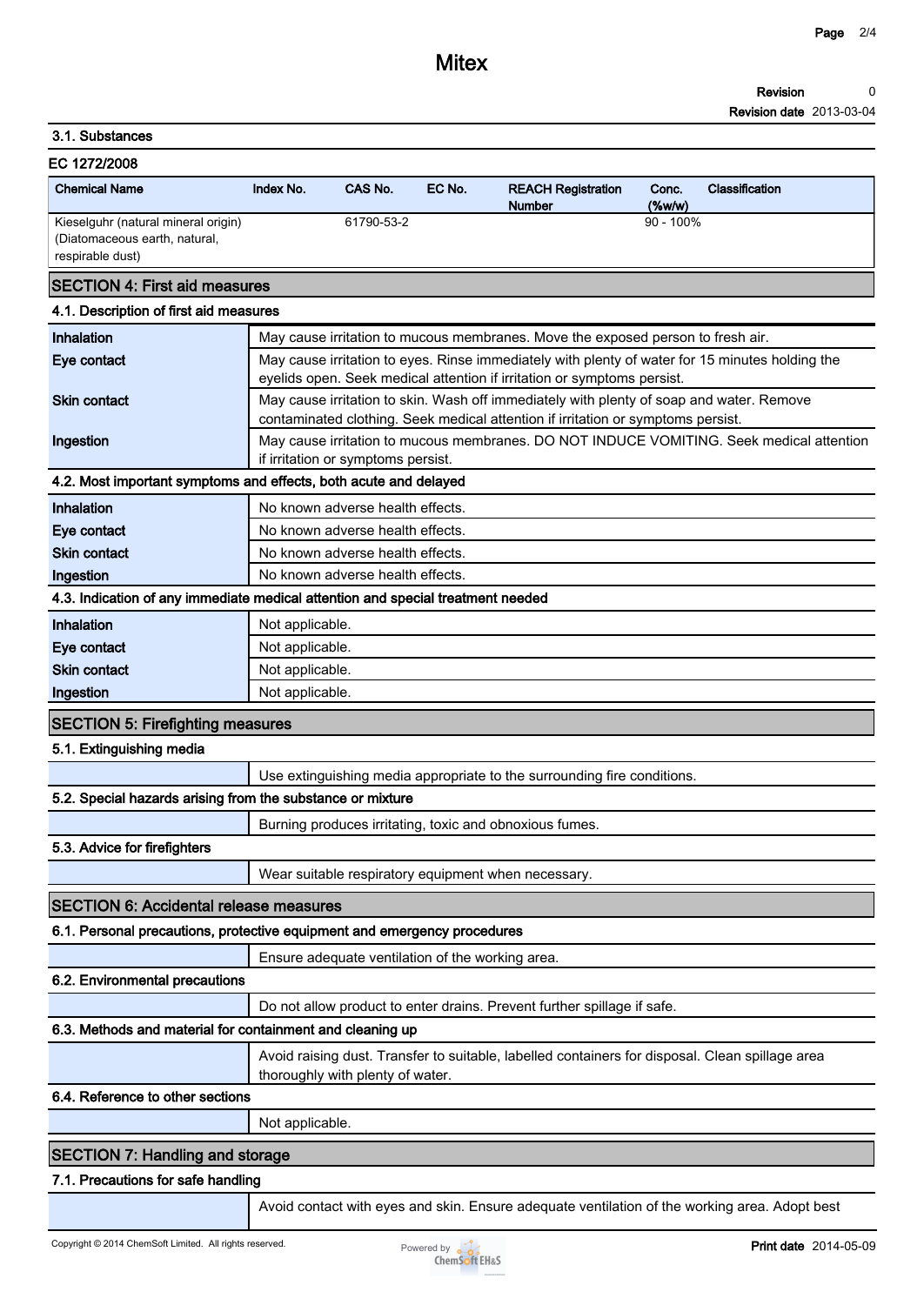### 3.1. Substances

**EC 1272/2008**

| Chemical Name | Index No. | CAS No. | EC No. | REACH Registration Number | Conc. (%w/w) | Classification |
|---|---|---|---|---|---|---|
| Kieselguhr (natural mineral origin) (Diatomaceous earth, natural, respirable dust) | | 61790-53-2 | | | 90 - 100% | |

## SECTION 4: First aid measures

### 4.1. Description of first aid measures

| | |
|---|---|
| **Inhalation** | May cause irritation to mucous membranes. Move the exposed person to fresh air. |
| **Eye contact** | May cause irritation to eyes. Rinse immediately with plenty of water for 15 minutes holding the eyelids open. Seek medical attention if irritation or symptoms persist. |
| **Skin contact** | May cause irritation to skin. Wash off immediately with plenty of soap and water. Remove contaminated clothing. Seek medical attention if irritation or symptoms persist. |
| **Ingestion** | May cause irritation to mucous membranes. DO NOT INDUCE VOMITING. Seek medical attention if irritation or symptoms persist. |

### 4.2. Most important symptoms and effects, both acute and delayed

| | |
|---|---|
| **Inhalation** | No known adverse health effects. |
| **Eye contact** | No known adverse health effects. |
| **Skin contact** | No known adverse health effects. |
| **Ingestion** | No known adverse health effects. |

### 4.3. Indication of any immediate medical attention and special treatment needed

| | |
|---|---|
| **Inhalation** | Not applicable. |
| **Eye contact** | Not applicable. |
| **Skin contact** | Not applicable. |
| **Ingestion** | Not applicable. |

## SECTION 5: Firefighting measures

### 5.1. Extinguishing media

Use extinguishing media appropriate to the surrounding fire conditions.

### 5.2. Special hazards arising from the substance or mixture

Burning produces irritating, toxic and obnoxious fumes.

### 5.3. Advice for firefighters

Wear suitable respiratory equipment when necessary.

## SECTION 6: Accidental release measures

### 6.1. Personal precautions, protective equipment and emergency procedures

Ensure adequate ventilation of the working area.

### 6.2. Environmental precautions

Do not allow product to enter drains. Prevent further spillage if safe.

### 6.3. Methods and material for containment and cleaning up

Avoid raising dust. Transfer to suitable, labelled containers for disposal. Clean spillage area thoroughly with plenty of water.

### 6.4. Reference to other sections

Not applicable.

## SECTION 7: Handling and storage

### 7.1. Precautions for safe handling

Avoid contact with eyes and skin. Ensure adequate ventilation of the working area. Adopt best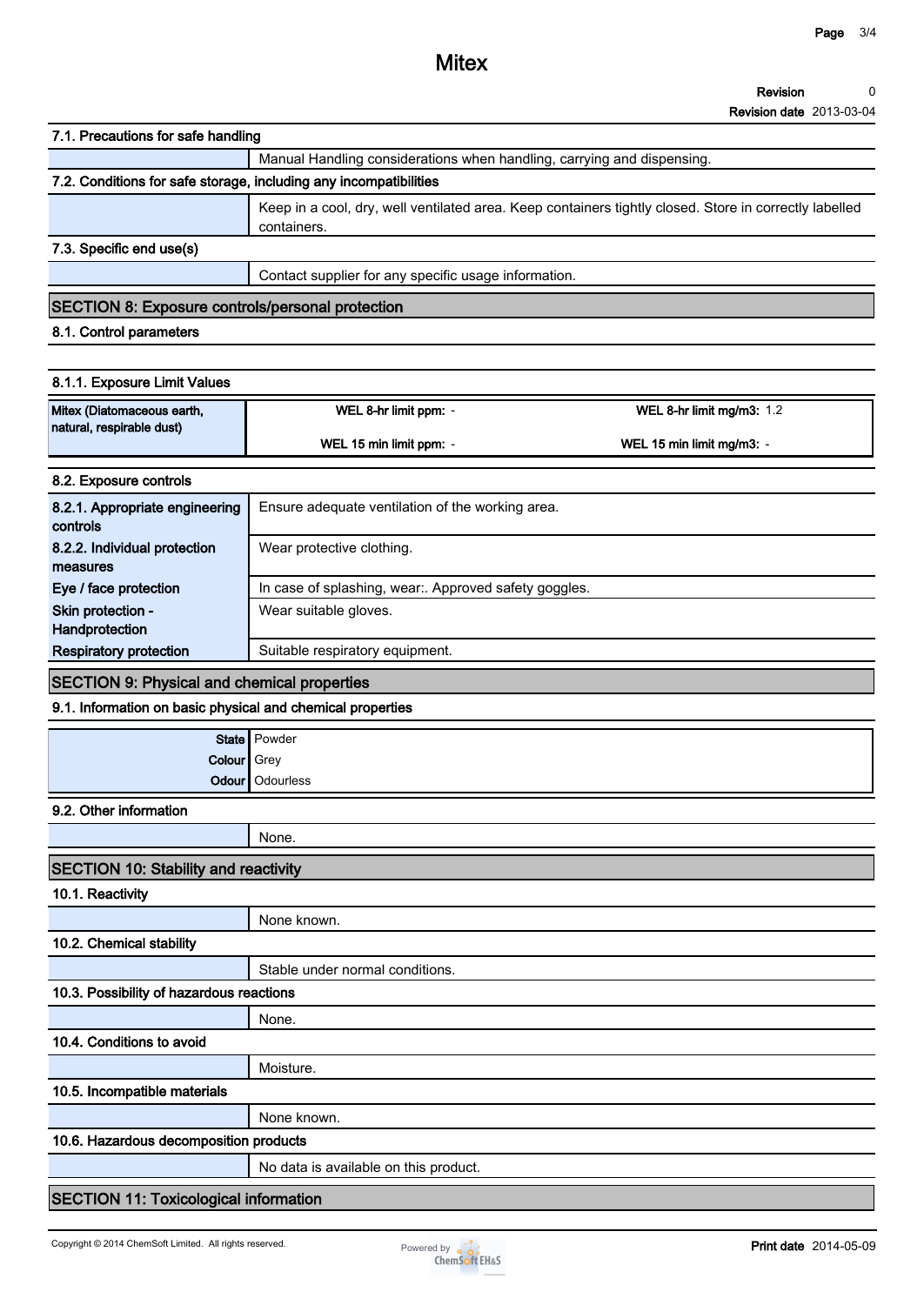#### 7.1. Precautions for safe handling

Manual Handling considerations when handling, carrying and dispensing.

#### 7.2. Conditions for safe storage, including any incompatibilities

Keep in a cool, dry, well ventilated area. Keep containers tightly closed. Store in correctly labelled containers.

#### 7.3. Specific end use(s)

Contact supplier for any specific usage information.

## SECTION 8: Exposure controls/personal protection

#### 8.1. Control parameters

#### 8.1.1. Exposure Limit Values

| Mitex (Diatomaceous earth, natural, respirable dust) | WEL 8-hr limit ppm: - | WEL 8-hr limit mg/m3: 1.2 |
|---|---|---|
| | WEL 15 min limit ppm: - | WEL 15 min limit mg/m3: - |

#### 8.2. Exposure controls

| | |
|---|---|
| **8.2.1. Appropriate engineering controls** | Ensure adequate ventilation of the working area. |
| **8.2.2. Individual protection measures** | Wear protective clothing. |
| **Eye / face protection** | In case of splashing, wear:. Approved safety goggles. |
| **Skin protection - Handprotection** | Wear suitable gloves. |
| **Respiratory protection** | Suitable respiratory equipment. |

## SECTION 9: Physical and chemical properties

#### 9.1. Information on basic physical and chemical properties

| | |
|---|---|
| **State** | Powder |
| **Colour** | Grey |
| **Odour** | Odourless |

#### 9.2. Other information

None.

## SECTION 10: Stability and reactivity

#### 10.1. Reactivity

None known.

#### 10.2. Chemical stability

Stable under normal conditions.

#### 10.3. Possibility of hazardous reactions

None.

#### 10.4. Conditions to avoid

Moisture.

#### 10.5. Incompatible materials

None known.

#### 10.6. Hazardous decomposition products

No data is available on this product.

## SECTION 11: Toxicological information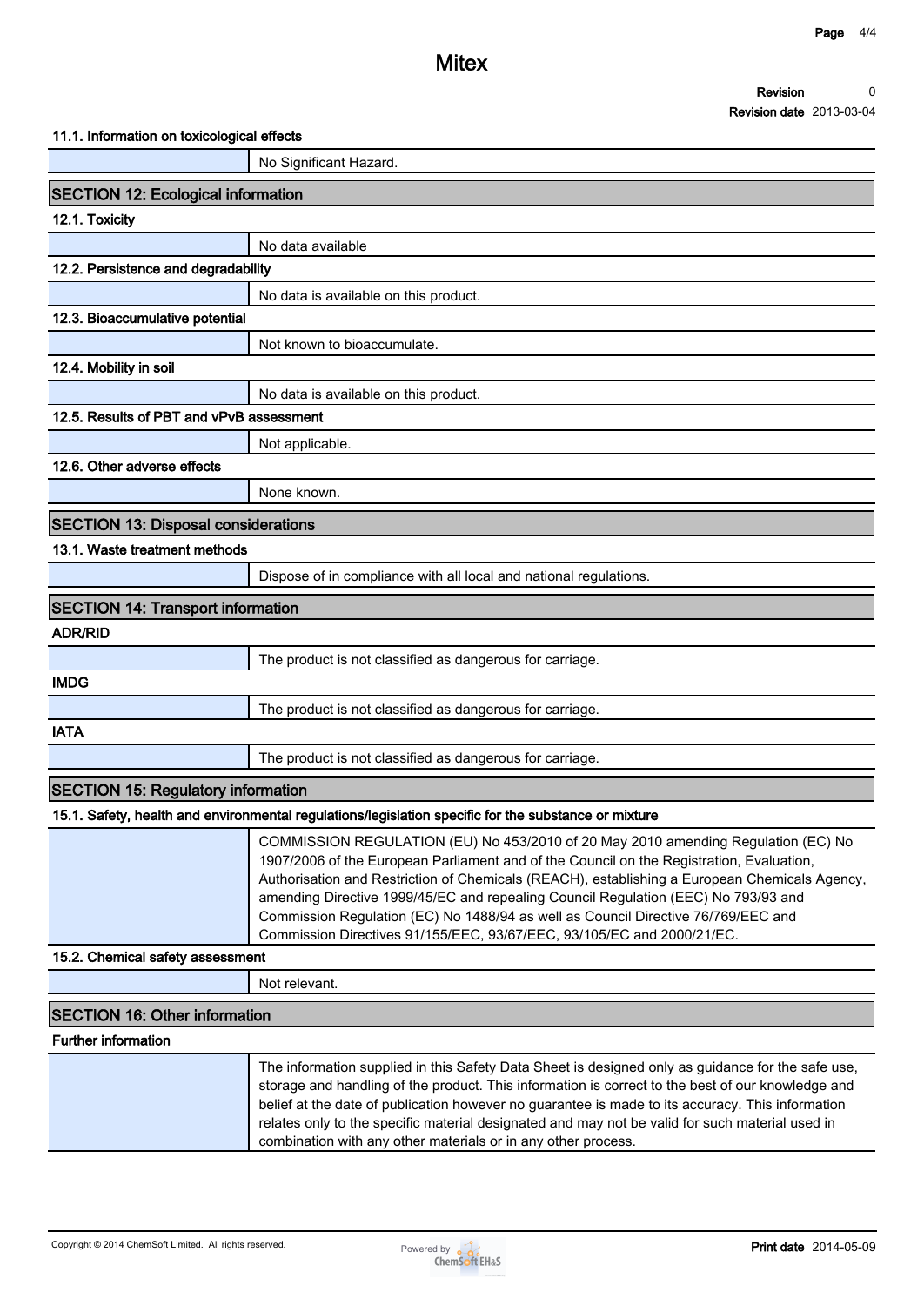#### 11.1. Information on toxicological effects

No Significant Hazard.

## SECTION 12: Ecological information

#### 12.1. Toxicity

No data available

#### 12.2. Persistence and degradability

No data is available on this product.

#### 12.3. Bioaccumulative potential

Not known to bioaccumulate.

#### 12.4. Mobility in soil

No data is available on this product.

#### 12.5. Results of PBT and vPvB assessment

Not applicable.

#### 12.6. Other adverse effects

None known.

## SECTION 13: Disposal considerations

#### 13.1. Waste treatment methods

Dispose of in compliance with all local and national regulations.

## SECTION 14: Transport information

#### ADR/RID

The product is not classified as dangerous for carriage.

#### IMDG

The product is not classified as dangerous for carriage.

#### IATA

The product is not classified as dangerous for carriage.

## SECTION 15: Regulatory information

#### 15.1. Safety, health and environmental regulations/legislation specific for the substance or mixture

COMMISSION REGULATION (EU) No 453/2010 of 20 May 2010 amending Regulation (EC) No 1907/2006 of the European Parliament and of the Council on the Registration, Evaluation, Authorisation and Restriction of Chemicals (REACH), establishing a European Chemicals Agency, amending Directive 1999/45/EC and repealing Council Regulation (EEC) No 793/93 and Commission Regulation (EC) No 1488/94 as well as Council Directive 76/769/EEC and Commission Directives 91/155/EEC, 93/67/EEC, 93/105/EC and 2000/21/EC.

#### 15.2. Chemical safety assessment

Not relevant.

## SECTION 16: Other information

#### Further information

The information supplied in this Safety Data Sheet is designed only as guidance for the safe use, storage and handling of the product. This information is correct to the best of our knowledge and belief at the date of publication however no guarantee is made to its accuracy. This information relates only to the specific material designated and may not be valid for such material used in combination with any other materials or in any other process.